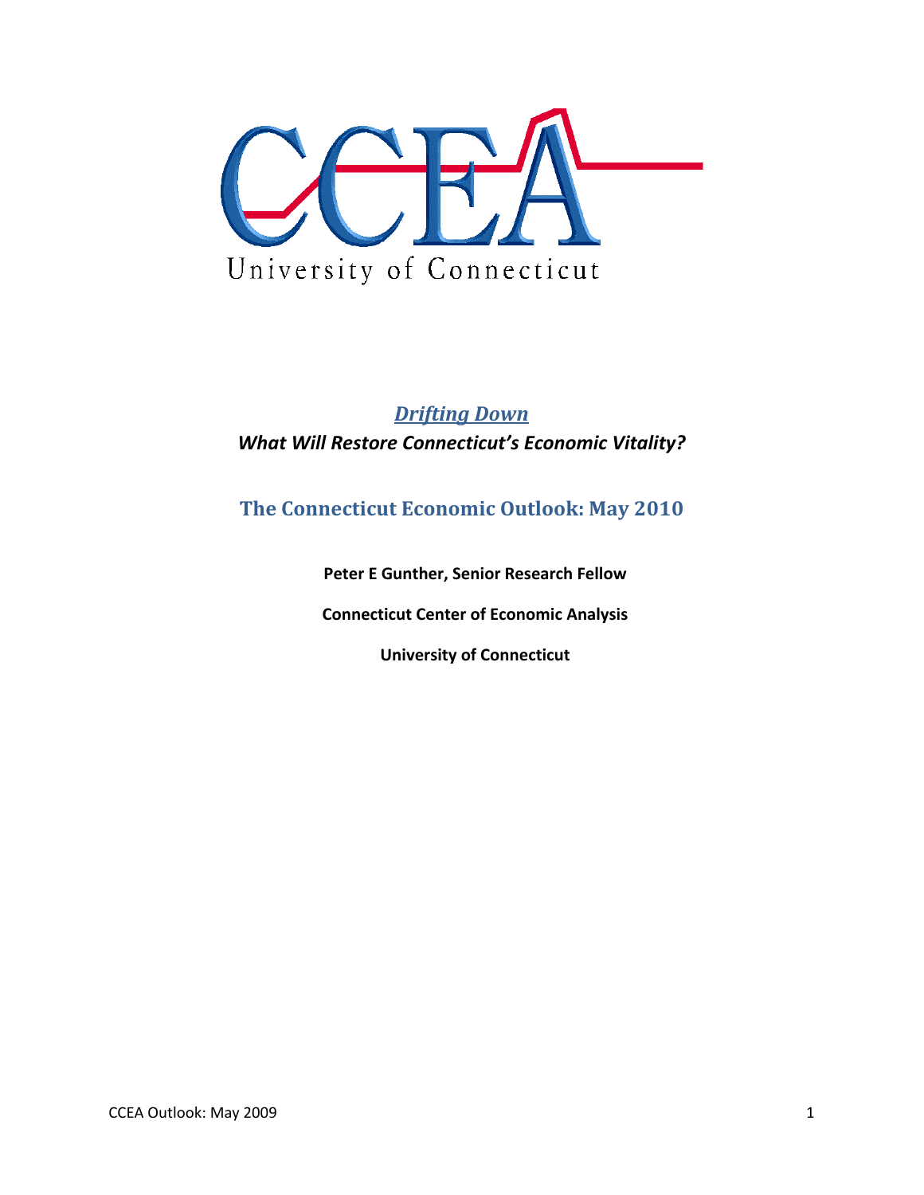CCEA

University of Connecticut

***Drifting Down***

***What Will Restore Connecticut's Economic Vitality?***

## The Connecticut Economic Outlook: May 2010

**Peter E Gunther, Senior Research Fellow**

**Connecticut Center of Economic Analysis**

**University of Connecticut**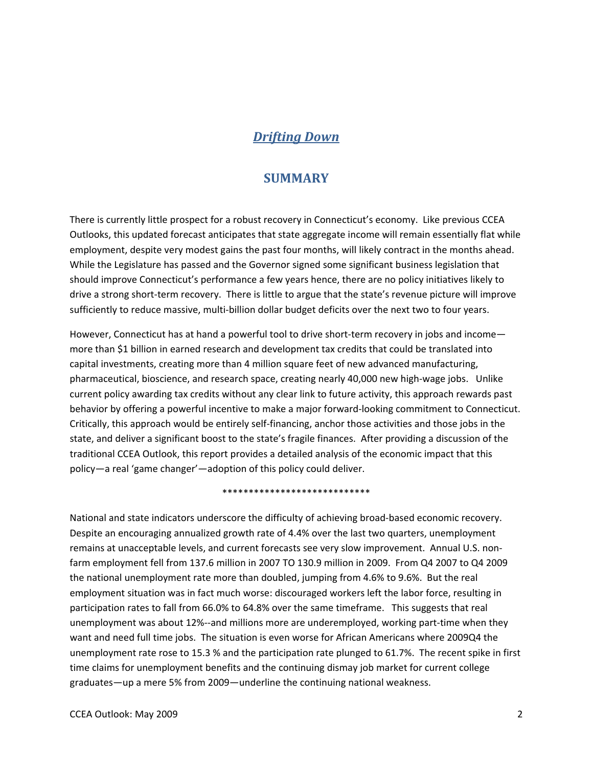## *Drifting Down*

## SUMMARY

There is currently little prospect for a robust recovery in Connecticut's economy. Like previous CCEA Outlooks, this updated forecast anticipates that state aggregate income will remain essentially flat while employment, despite very modest gains the past four months, will likely contract in the months ahead. While the Legislature has passed and the Governor signed some significant business legislation that should improve Connecticut's performance a few years hence, there are no policy initiatives likely to drive a strong short-term recovery. There is little to argue that the state's revenue picture will improve sufficiently to reduce massive, multi-billion dollar budget deficits over the next two to four years.

However, Connecticut has at hand a powerful tool to drive short-term recovery in jobs and income—more than $1 billion in earned research and development tax credits that could be translated into capital investments, creating more than 4 million square feet of new advanced manufacturing, pharmaceutical, bioscience, and research space, creating nearly 40,000 new high-wage jobs. Unlike current policy awarding tax credits without any clear link to future activity, this approach rewards past behavior by offering a powerful incentive to make a major forward-looking commitment to Connecticut. Critically, this approach would be entirely self-financing, anchor those activities and those jobs in the state, and deliver a significant boost to the state's fragile finances. After providing a discussion of the traditional CCEA Outlook, this report provides a detailed analysis of the economic impact that this policy—a real 'game changer'—adoption of this policy could deliver.

****************************

National and state indicators underscore the difficulty of achieving broad-based economic recovery. Despite an encouraging annualized growth rate of 4.4% over the last two quarters, unemployment remains at unacceptable levels, and current forecasts see very slow improvement. Annual U.S. non-farm employment fell from 137.6 million in 2007 TO 130.9 million in 2009. From Q4 2007 to Q4 2009 the national unemployment rate more than doubled, jumping from 4.6% to 9.6%. But the real employment situation was in fact much worse: discouraged workers left the labor force, resulting in participation rates to fall from 66.0% to 64.8% over the same timeframe. This suggests that real unemployment was about 12%--and millions more are underemployed, working part-time when they want and need full time jobs. The situation is even worse for African Americans where 2009Q4 the unemployment rate rose to 15.3 % and the participation rate plunged to 61.7%. The recent spike in first time claims for unemployment benefits and the continuing dismay job market for current college graduates—up a mere 5% from 2009—underline the continuing national weakness.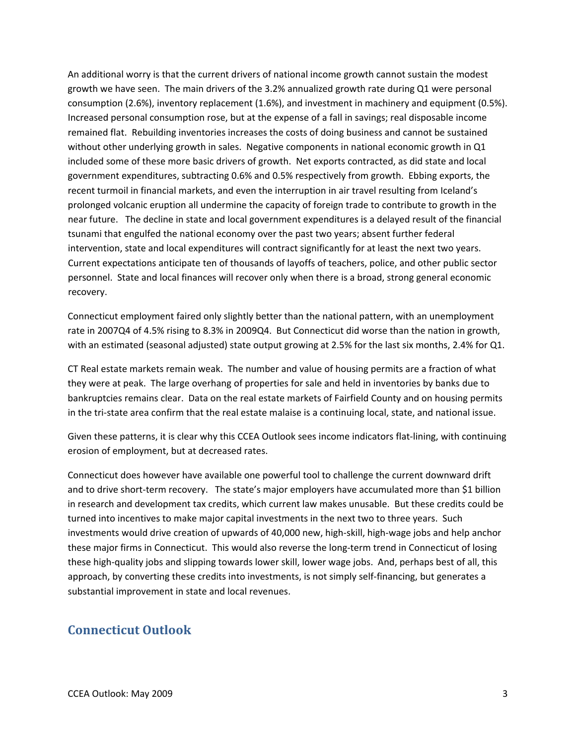An additional worry is that the current drivers of national income growth cannot sustain the modest growth we have seen. The main drivers of the 3.2% annualized growth rate during Q1 were personal consumption (2.6%), inventory replacement (1.6%), and investment in machinery and equipment (0.5%). Increased personal consumption rose, but at the expense of a fall in savings; real disposable income remained flat. Rebuilding inventories increases the costs of doing business and cannot be sustained without other underlying growth in sales. Negative components in national economic growth in Q1 included some of these more basic drivers of growth. Net exports contracted, as did state and local government expenditures, subtracting 0.6% and 0.5% respectively from growth. Ebbing exports, the recent turmoil in financial markets, and even the interruption in air travel resulting from Iceland's prolonged volcanic eruption all undermine the capacity of foreign trade to contribute to growth in the near future. The decline in state and local government expenditures is a delayed result of the financial tsunami that engulfed the national economy over the past two years; absent further federal intervention, state and local expenditures will contract significantly for at least the next two years. Current expectations anticipate ten of thousands of layoffs of teachers, police, and other public sector personnel. State and local finances will recover only when there is a broad, strong general economic recovery.

Connecticut employment faired only slightly better than the national pattern, with an unemployment rate in 2007Q4 of 4.5% rising to 8.3% in 2009Q4. But Connecticut did worse than the nation in growth, with an estimated (seasonal adjusted) state output growing at 2.5% for the last six months, 2.4% for Q1.

CT Real estate markets remain weak. The number and value of housing permits are a fraction of what they were at peak. The large overhang of properties for sale and held in inventories by banks due to bankruptcies remains clear. Data on the real estate markets of Fairfield County and on housing permits in the tri-state area confirm that the real estate malaise is a continuing local, state, and national issue.

Given these patterns, it is clear why this CCEA Outlook sees income indicators flat-lining, with continuing erosion of employment, but at decreased rates.

Connecticut does however have available one powerful tool to challenge the current downward drift and to drive short-term recovery. The state's major employers have accumulated more than $1 billion in research and development tax credits, which current law makes unusable. But these credits could be turned into incentives to make major capital investments in the next two to three years. Such investments would drive creation of upwards of 40,000 new, high-skill, high-wage jobs and help anchor these major firms in Connecticut. This would also reverse the long-term trend in Connecticut of losing these high-quality jobs and slipping towards lower skill, lower wage jobs. And, perhaps best of all, this approach, by converting these credits into investments, is not simply self-financing, but generates a substantial improvement in state and local revenues.

## Connecticut Outlook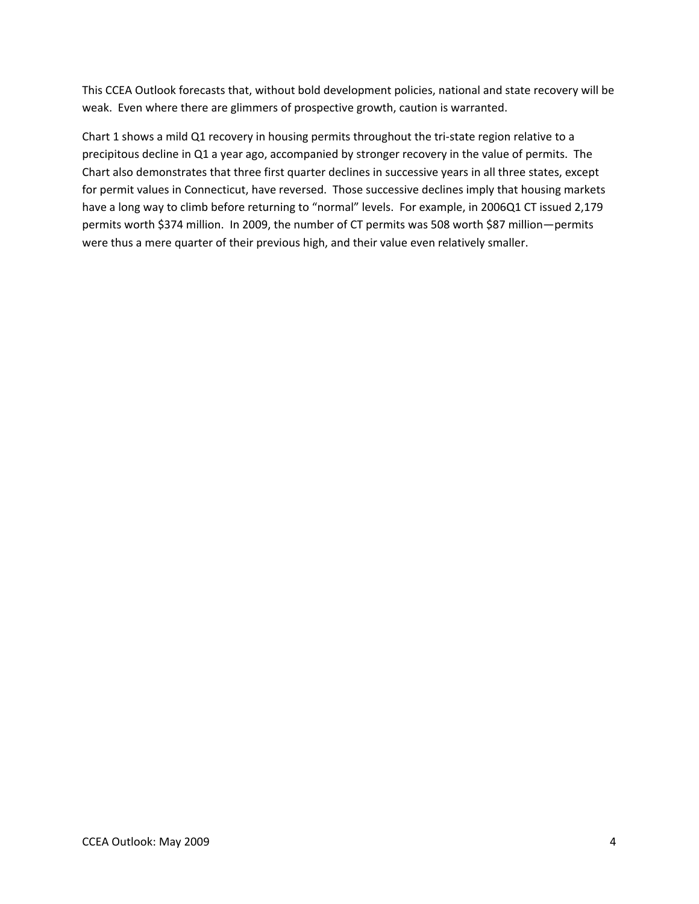This CCEA Outlook forecasts that, without bold development policies, national and state recovery will be weak. Even where there are glimmers of prospective growth, caution is warranted.

Chart 1 shows a mild Q1 recovery in housing permits throughout the tri-state region relative to a precipitous decline in Q1 a year ago, accompanied by stronger recovery in the value of permits. The Chart also demonstrates that three first quarter declines in successive years in all three states, except for permit values in Connecticut, have reversed. Those successive declines imply that housing markets have a long way to climb before returning to "normal" levels. For example, in 2006Q1 CT issued 2,179 permits worth $374 million. In 2009, the number of CT permits was 508 worth $87 million—permits were thus a mere quarter of their previous high, and their value even relatively smaller.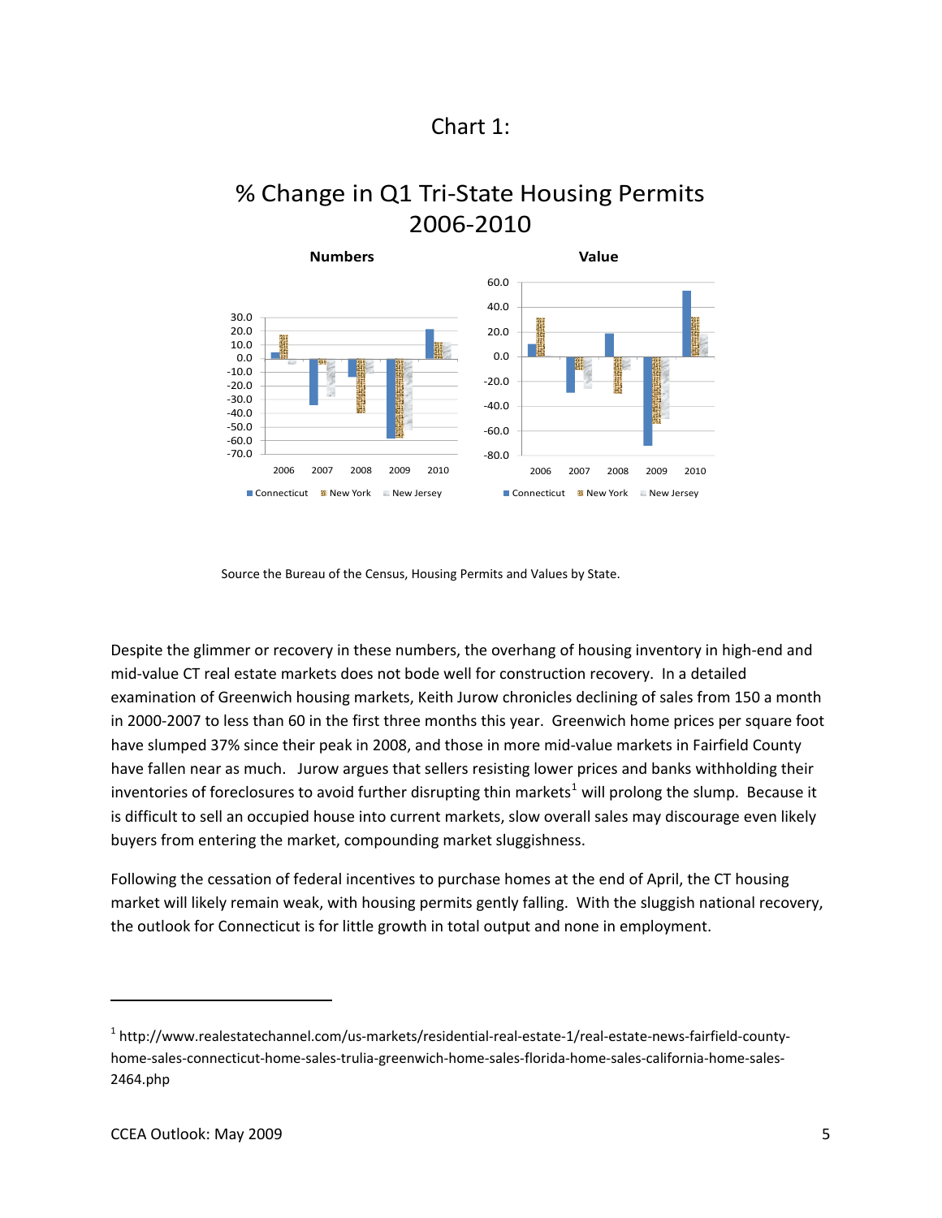Chart 1:

% Change in Q1 Tri-State Housing Permits 2006-2010

Source the Bureau of the Census, Housing Permits and Values by State.

Despite the glimmer or recovery in these numbers, the overhang of housing inventory in high-end and mid-value CT real estate markets does not bode well for construction recovery. In a detailed examination of Greenwich housing markets, Keith Jurow chronicles declining of sales from 150 a month in 2000-2007 to less than 60 in the first three months this year. Greenwich home prices per square foot have slumped 37% since their peak in 2008, and those in more mid-value markets in Fairfield County have fallen near as much. Jurow argues that sellers resisting lower prices and banks withholding their inventories of foreclosures to avoid further disrupting thin markets[1] will prolong the slump. Because it is difficult to sell an occupied house into current markets, slow overall sales may discourage even likely buyers from entering the market, compounding market sluggishness.

Following the cessation of federal incentives to purchase homes at the end of April, the CT housing market will likely remain weak, with housing permits gently falling. With the sluggish national recovery, the outlook for Connecticut is for little growth in total output and none in employment.

---

[1] http://www.realestatechannel.com/us-markets/residential-real-estate-1/real-estate-news-fairfield-county-home-sales-connecticut-home-sales-trulia-greenwich-home-sales-florida-home-sales-california-home-sales-2464.php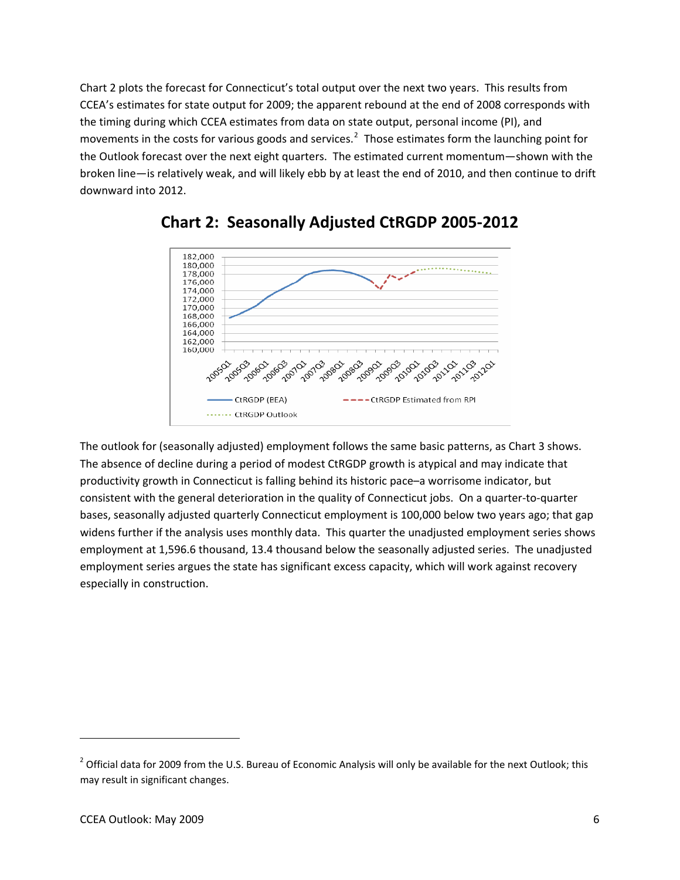Chart 2 plots the forecast for Connecticut's total output over the next two years. This results from CCEA's estimates for state output for 2009; the apparent rebound at the end of 2008 corresponds with the timing during which CCEA estimates from data on state output, personal income (PI), and movements in the costs for various goods and services.[2] Those estimates form the launching point for the Outlook forecast over the next eight quarters. The estimated current momentum—shown with the broken line—is relatively weak, and will likely ebb by at least the end of 2010, and then continue to drift downward into 2012.

## Chart 2: Seasonally Adjusted CtRGDP 2005-2012

The outlook for (seasonally adjusted) employment follows the same basic patterns, as Chart 3 shows. The absence of decline during a period of modest CtRGDP growth is atypical and may indicate that productivity growth in Connecticut is falling behind its historic pace–a worrisome indicator, but consistent with the general deterioration in the quality of Connecticut jobs. On a quarter-to-quarter bases, seasonally adjusted quarterly Connecticut employment is 100,000 below two years ago; that gap widens further if the analysis uses monthly data. This quarter the unadjusted employment series shows employment at 1,596.6 thousand, 13.4 thousand below the seasonally adjusted series. The unadjusted employment series argues the state has significant excess capacity, which will work against recovery especially in construction.

---

[2] Official data for 2009 from the U.S. Bureau of Economic Analysis will only be available for the next Outlook; this may result in significant changes.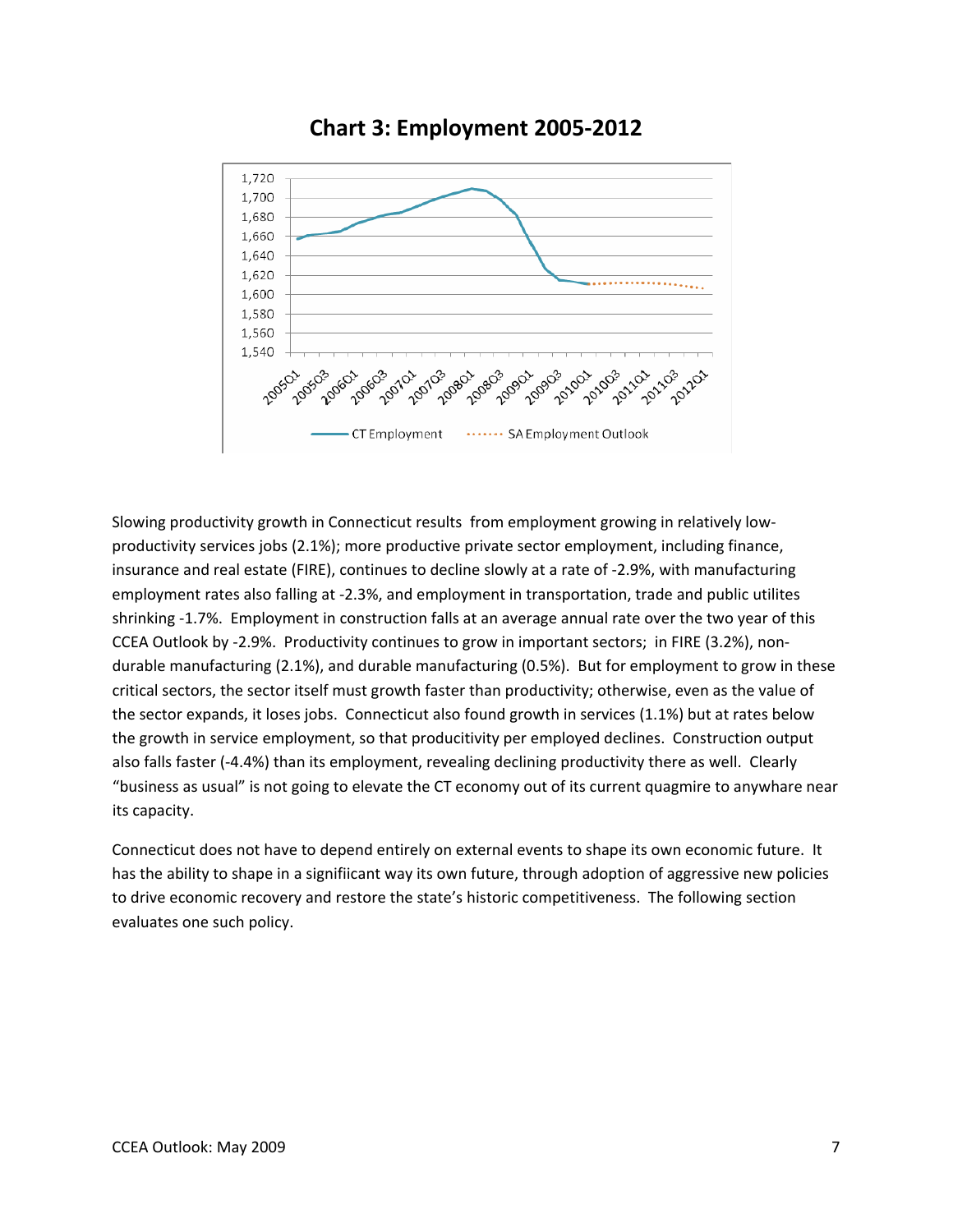## Chart 3: Employment 2005-2012

Slowing productivity growth in Connecticut results from employment growing in relatively low-productivity services jobs (2.1%); more productive private sector employment, including finance, insurance and real estate (FIRE), continues to decline slowly at a rate of -2.9%, with manufacturing employment rates also falling at -2.3%, and employment in transportation, trade and public utilites shrinking -1.7%. Employment in construction falls at an average annual rate over the two year of this CCEA Outlook by -2.9%. Productivity continues to grow in important sectors; in FIRE (3.2%), non-durable manufacturing (2.1%), and durable manufacturing (0.5%). But for employment to grow in these critical sectors, the sector itself must growth faster than productivity; otherwise, even as the value of the sector expands, it loses jobs. Connecticut also found growth in services (1.1%) but at rates below the growth in service employment, so that producitivity per employed declines. Construction output also falls faster (-4.4%) than its employment, revealing declining productivity there as well. Clearly "business as usual" is not going to elevate the CT economy out of its current quagmire to anywhare near its capacity.

Connecticut does not have to depend entirely on external events to shape its own economic future. It has the ability to shape in a signifiicant way its own future, through adoption of aggressive new policies to drive economic recovery and restore the state's historic competitiveness. The following section evaluates one such policy.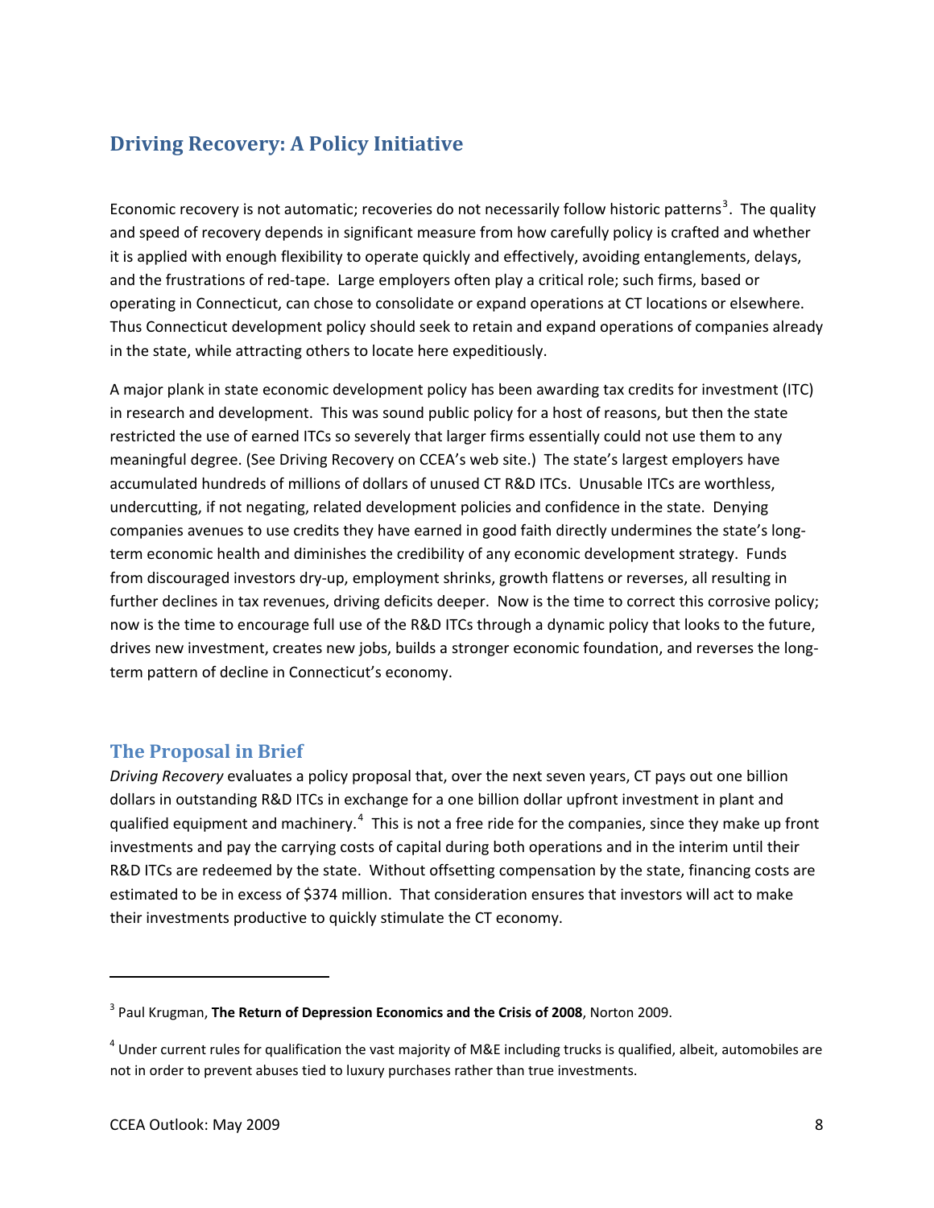## Driving Recovery: A Policy Initiative

Economic recovery is not automatic; recoveries do not necessarily follow historic patterns[3]. The quality and speed of recovery depends in significant measure from how carefully policy is crafted and whether it is applied with enough flexibility to operate quickly and effectively, avoiding entanglements, delays, and the frustrations of red-tape. Large employers often play a critical role; such firms, based or operating in Connecticut, can chose to consolidate or expand operations at CT locations or elsewhere. Thus Connecticut development policy should seek to retain and expand operations of companies already in the state, while attracting others to locate here expeditiously.

A major plank in state economic development policy has been awarding tax credits for investment (ITC) in research and development. This was sound public policy for a host of reasons, but then the state restricted the use of earned ITCs so severely that larger firms essentially could not use them to any meaningful degree. (See Driving Recovery on CCEA's web site.) The state's largest employers have accumulated hundreds of millions of dollars of unused CT R&D ITCs. Unusable ITCs are worthless, undercutting, if not negating, related development policies and confidence in the state. Denying companies avenues to use credits they have earned in good faith directly undermines the state's long-term economic health and diminishes the credibility of any economic development strategy. Funds from discouraged investors dry-up, employment shrinks, growth flattens or reverses, all resulting in further declines in tax revenues, driving deficits deeper. Now is the time to correct this corrosive policy; now is the time to encourage full use of the R&D ITCs through a dynamic policy that looks to the future, drives new investment, creates new jobs, builds a stronger economic foundation, and reverses the long-term pattern of decline in Connecticut's economy.

### The Proposal in Brief

*Driving Recovery* evaluates a policy proposal that, over the next seven years, CT pays out one billion dollars in outstanding R&D ITCs in exchange for a one billion dollar upfront investment in plant and qualified equipment and machinery.[4] This is not a free ride for the companies, since they make up front investments and pay the carrying costs of capital during both operations and in the interim until their R&D ITCs are redeemed by the state. Without offsetting compensation by the state, financing costs are estimated to be in excess of $374 million. That consideration ensures that investors will act to make their investments productive to quickly stimulate the CT economy.

---

[3] Paul Krugman, **The Return of Depression Economics and the Crisis of 2008**, Norton 2009.

[4] Under current rules for qualification the vast majority of M&E including trucks is qualified, albeit, automobiles are not in order to prevent abuses tied to luxury purchases rather than true investments.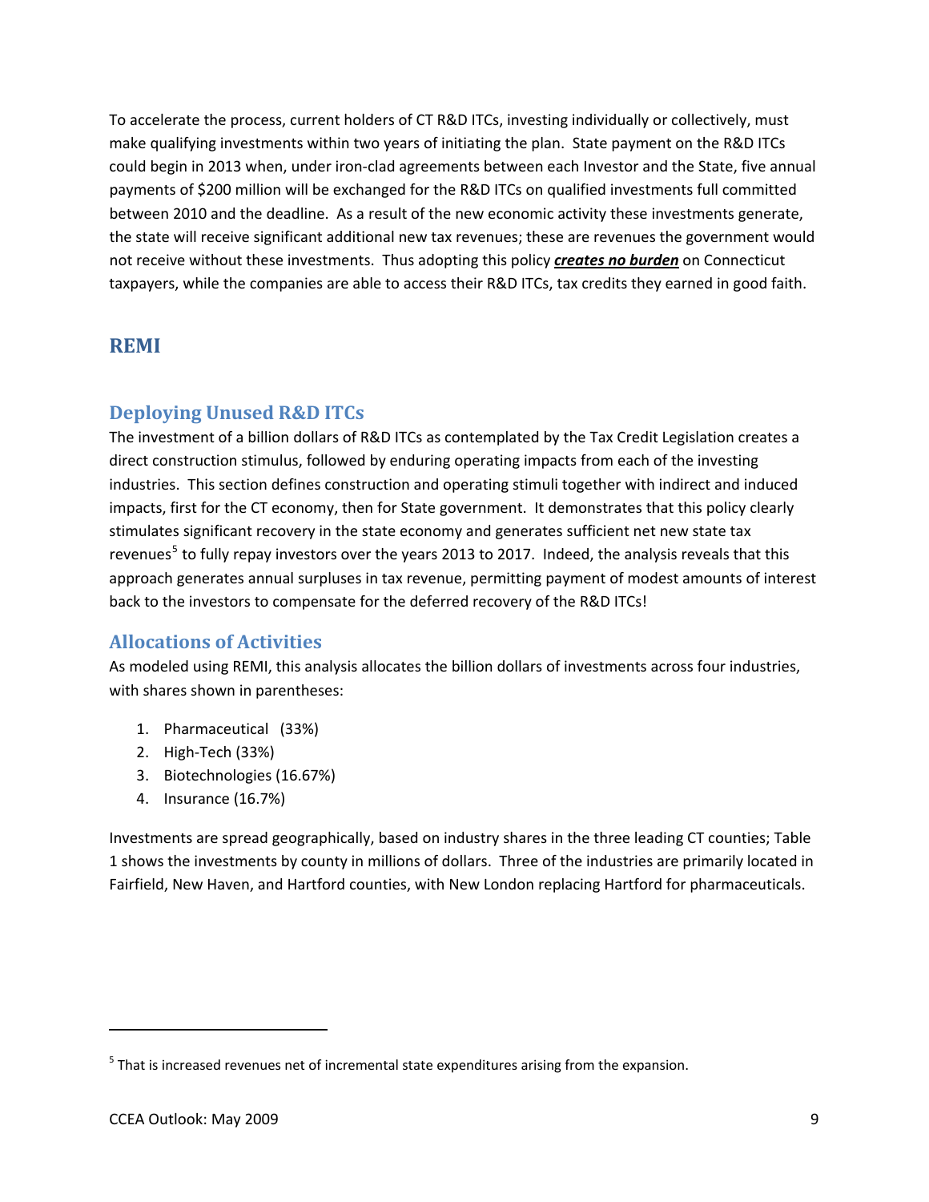To accelerate the process, current holders of CT R&D ITCs, investing individually or collectively, must make qualifying investments within two years of initiating the plan. State payment on the R&D ITCs could begin in 2013 when, under iron-clad agreements between each Investor and the State, five annual payments of $200 million will be exchanged for the R&D ITCs on qualified investments full committed between 2010 and the deadline. As a result of the new economic activity these investments generate, the state will receive significant additional new tax revenues; these are revenues the government would not receive without these investments. Thus adopting this policy <u>***creates no burden***</u> on Connecticut taxpayers, while the companies are able to access their R&D ITCs, tax credits they earned in good faith.

## REMI

### Deploying Unused R&D ITCs

The investment of a billion dollars of R&D ITCs as contemplated by the Tax Credit Legislation creates a direct construction stimulus, followed by enduring operating impacts from each of the investing industries. This section defines construction and operating stimuli together with indirect and induced impacts, first for the CT economy, then for State government. It demonstrates that this policy clearly stimulates significant recovery in the state economy and generates sufficient net new state tax revenues[5] to fully repay investors over the years 2013 to 2017. Indeed, the analysis reveals that this approach generates annual surpluses in tax revenue, permitting payment of modest amounts of interest back to the investors to compensate for the deferred recovery of the R&D ITCs!

### Allocations of Activities

As modeled using REMI, this analysis allocates the billion dollars of investments across four industries, with shares shown in parentheses:

1. Pharmaceutical (33%)
2. High-Tech (33%)
3. Biotechnologies (16.67%)
4. Insurance (16.7%)

Investments are spread geographically, based on industry shares in the three leading CT counties; Table 1 shows the investments by county in millions of dollars. Three of the industries are primarily located in Fairfield, New Haven, and Hartford counties, with New London replacing Hartford for pharmaceuticals.

---

[5] That is increased revenues net of incremental state expenditures arising from the expansion.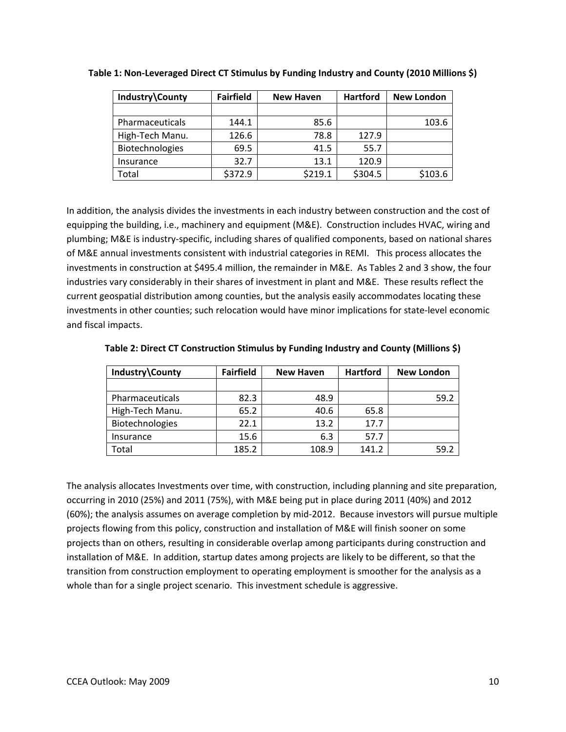**Table 1: Non-Leveraged Direct CT Stimulus by Funding Industry and County (2010 Millions $)**

| Industry\County | Fairfield | New Haven | Hartford | New London |
|---|---|---|---|---|
| | | | | |
| Pharmaceuticals | 144.1 | 85.6 | | 103.6 |
| High-Tech Manu. | 126.6 | 78.8 | 127.9 | |
| Biotechnologies | 69.5 | 41.5 | 55.7 | |
| Insurance | 32.7 | 13.1 | 120.9 | |
| Total | $372.9 | $219.1 | $304.5 | $103.6 |

In addition, the analysis divides the investments in each industry between construction and the cost of equipping the building, i.e., machinery and equipment (M&E). Construction includes HVAC, wiring and plumbing; M&E is industry-specific, including shares of qualified components, based on national shares of M&E annual investments consistent with industrial categories in REMI. This process allocates the investments in construction at $495.4 million, the remainder in M&E. As Tables 2 and 3 show, the four industries vary considerably in their shares of investment in plant and M&E. These results reflect the current geospatial distribution among counties, but the analysis easily accommodates locating these investments in other counties; such relocation would have minor implications for state-level economic and fiscal impacts.

**Table 2: Direct CT Construction Stimulus by Funding Industry and County (Millions $)**

| Industry\County | Fairfield | New Haven | Hartford | New London |
|---|---|---|---|---|
| | | | | |
| Pharmaceuticals | 82.3 | 48.9 | | 59.2 |
| High-Tech Manu. | 65.2 | 40.6 | 65.8 | |
| Biotechnologies | 22.1 | 13.2 | 17.7 | |
| Insurance | 15.6 | 6.3 | 57.7 | |
| Total | 185.2 | 108.9 | 141.2 | 59.2 |

The analysis allocates Investments over time, with construction, including planning and site preparation, occurring in 2010 (25%) and 2011 (75%), with M&E being put in place during 2011 (40%) and 2012 (60%); the analysis assumes on average completion by mid-2012. Because investors will pursue multiple projects flowing from this policy, construction and installation of M&E will finish sooner on some projects than on others, resulting in considerable overlap among participants during construction and installation of M&E. In addition, startup dates among projects are likely to be different, so that the transition from construction employment to operating employment is smoother for the analysis as a whole than for a single project scenario. This investment schedule is aggressive.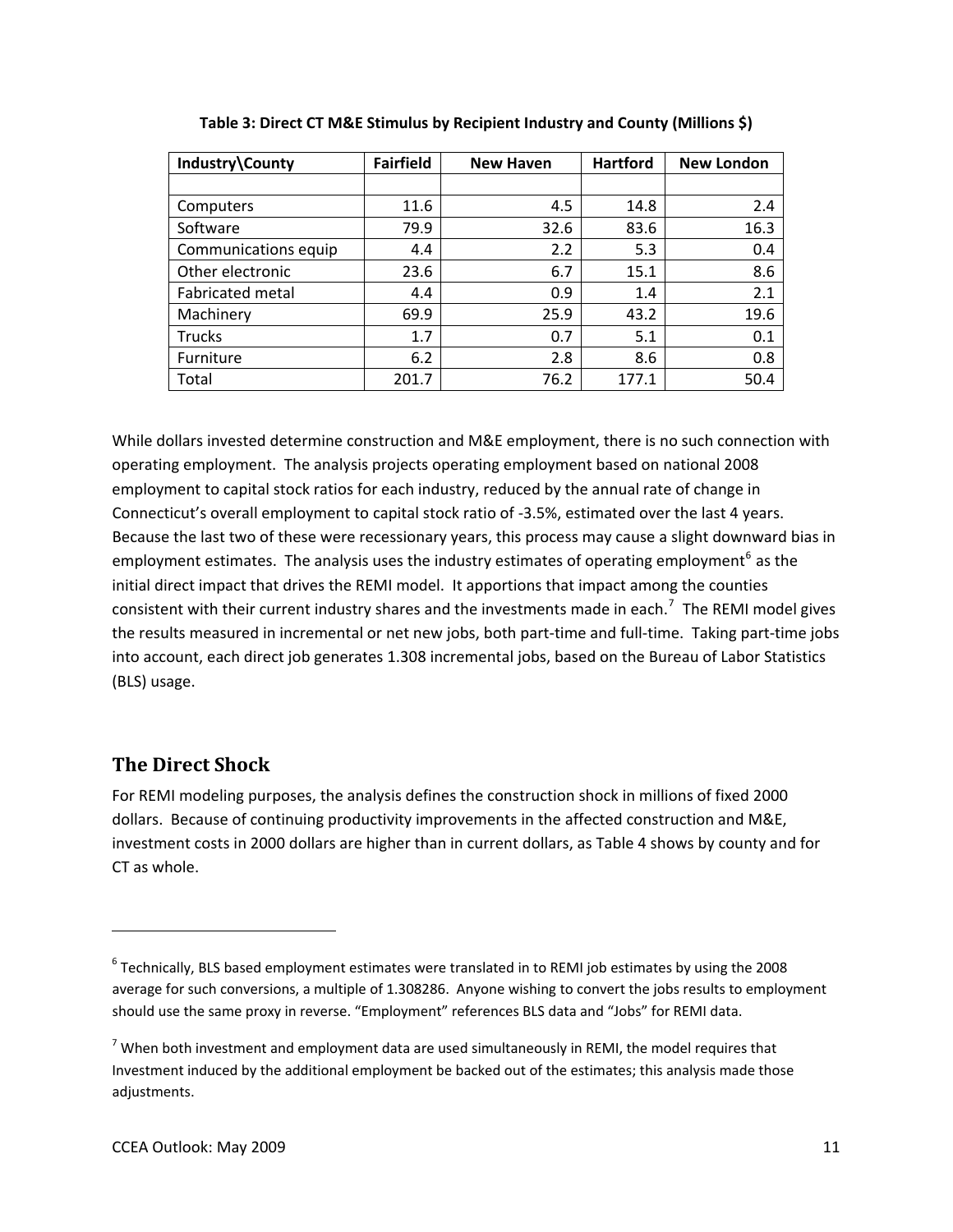**Table 3: Direct CT M&E Stimulus by Recipient Industry and County (Millions $)**

| Industry\County | Fairfield | New Haven | Hartford | New London |
|---|---|---|---|---|
| | | | | |
| Computers | 11.6 | 4.5 | 14.8 | 2.4 |
| Software | 79.9 | 32.6 | 83.6 | 16.3 |
| Communications equip | 4.4 | 2.2 | 5.3 | 0.4 |
| Other electronic | 23.6 | 6.7 | 15.1 | 8.6 |
| Fabricated metal | 4.4 | 0.9 | 1.4 | 2.1 |
| Machinery | 69.9 | 25.9 | 43.2 | 19.6 |
| Trucks | 1.7 | 0.7 | 5.1 | 0.1 |
| Furniture | 6.2 | 2.8 | 8.6 | 0.8 |
| Total | 201.7 | 76.2 | 177.1 | 50.4 |

While dollars invested determine construction and M&E employment, there is no such connection with operating employment. The analysis projects operating employment based on national 2008 employment to capital stock ratios for each industry, reduced by the annual rate of change in Connecticut's overall employment to capital stock ratio of -3.5%, estimated over the last 4 years. Because the last two of these were recessionary years, this process may cause a slight downward bias in employment estimates. The analysis uses the industry estimates of operating employment[6] as the initial direct impact that drives the REMI model. It apportions that impact among the counties consistent with their current industry shares and the investments made in each.[7] The REMI model gives the results measured in incremental or net new jobs, both part-time and full-time. Taking part-time jobs into account, each direct job generates 1.308 incremental jobs, based on the Bureau of Labor Statistics (BLS) usage.

## The Direct Shock

For REMI modeling purposes, the analysis defines the construction shock in millions of fixed 2000 dollars. Because of continuing productivity improvements in the affected construction and M&E, investment costs in 2000 dollars are higher than in current dollars, as Table 4 shows by county and for CT as whole.

---

[6] Technically, BLS based employment estimates were translated in to REMI job estimates by using the 2008 average for such conversions, a multiple of 1.308286. Anyone wishing to convert the jobs results to employment should use the same proxy in reverse. "Employment" references BLS data and "Jobs" for REMI data.

[7] When both investment and employment data are used simultaneously in REMI, the model requires that Investment induced by the additional employment be backed out of the estimates; this analysis made those adjustments.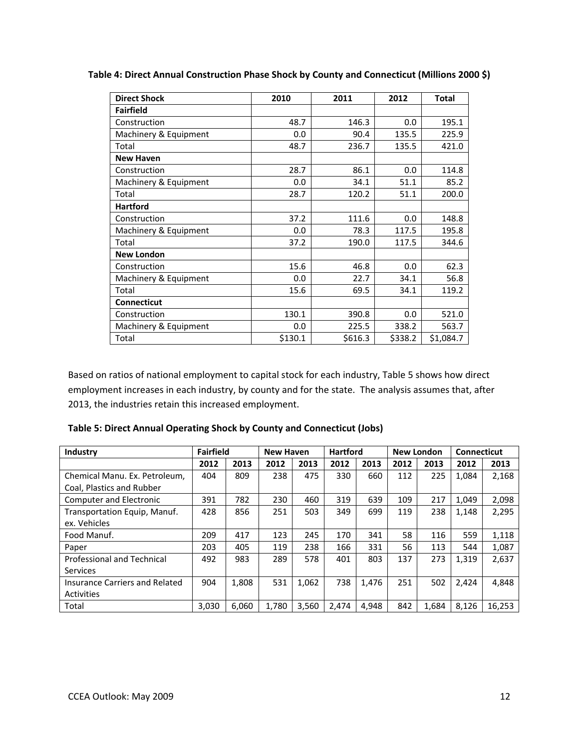**Table 4: Direct Annual Construction Phase Shock by County and Connecticut (Millions 2000 $)**

| Direct Shock | 2010 | 2011 | 2012 | Total |
|---|---|---|---|---|
| **Fairfield** | | | | |
| Construction | 48.7 | 146.3 | 0.0 | 195.1 |
| Machinery & Equipment | 0.0 | 90.4 | 135.5 | 225.9 |
| Total | 48.7 | 236.7 | 135.5 | 421.0 |
| **New Haven** | | | | |
| Construction | 28.7 | 86.1 | 0.0 | 114.8 |
| Machinery & Equipment | 0.0 | 34.1 | 51.1 | 85.2 |
| Total | 28.7 | 120.2 | 51.1 | 200.0 |
| **Hartford** | | | | |
| Construction | 37.2 | 111.6 | 0.0 | 148.8 |
| Machinery & Equipment | 0.0 | 78.3 | 117.5 | 195.8 |
| Total | 37.2 | 190.0 | 117.5 | 344.6 |
| **New London** | | | | |
| Construction | 15.6 | 46.8 | 0.0 | 62.3 |
| Machinery & Equipment | 0.0 | 22.7 | 34.1 | 56.8 |
| Total | 15.6 | 69.5 | 34.1 | 119.2 |
| **Connecticut** | | | | |
| Construction | 130.1 | 390.8 | 0.0 | 521.0 |
| Machinery & Equipment | 0.0 | 225.5 | 338.2 | 563.7 |
| Total | $130.1 | $616.3 | $338.2 | $1,084.7 |

Based on ratios of national employment to capital stock for each industry, Table 5 shows how direct employment increases in each industry, by county and for the state. The analysis assumes that, after 2013, the industries retain this increased employment.

**Table 5: Direct Annual Operating Shock by County and Connecticut (Jobs)**

| Industry | Fairfield | | New Haven | | Hartford | | New London | | Connecticut | |
|---|---|---|---|---|---|---|---|---|---|---|
| | 2012 | 2013 | 2012 | 2013 | 2012 | 2013 | 2012 | 2013 | 2012 | 2013 |
| Chemical Manu. Ex. Petroleum, Coal, Plastics and Rubber | 404 | 809 | 238 | 475 | 330 | 660 | 112 | 225 | 1,084 | 2,168 |
| Computer and Electronic | 391 | 782 | 230 | 460 | 319 | 639 | 109 | 217 | 1,049 | 2,098 |
| Transportation Equip, Manuf. ex. Vehicles | 428 | 856 | 251 | 503 | 349 | 699 | 119 | 238 | 1,148 | 2,295 |
| Food Manuf. | 209 | 417 | 123 | 245 | 170 | 341 | 58 | 116 | 559 | 1,118 |
| Paper | 203 | 405 | 119 | 238 | 166 | 331 | 56 | 113 | 544 | 1,087 |
| Professional and Technical Services | 492 | 983 | 289 | 578 | 401 | 803 | 137 | 273 | 1,319 | 2,637 |
| Insurance Carriers and Related Activities | 904 | 1,808 | 531 | 1,062 | 738 | 1,476 | 251 | 502 | 2,424 | 4,848 |
| Total | 3,030 | 6,060 | 1,780 | 3,560 | 2,474 | 4,948 | 842 | 1,684 | 8,126 | 16,253 |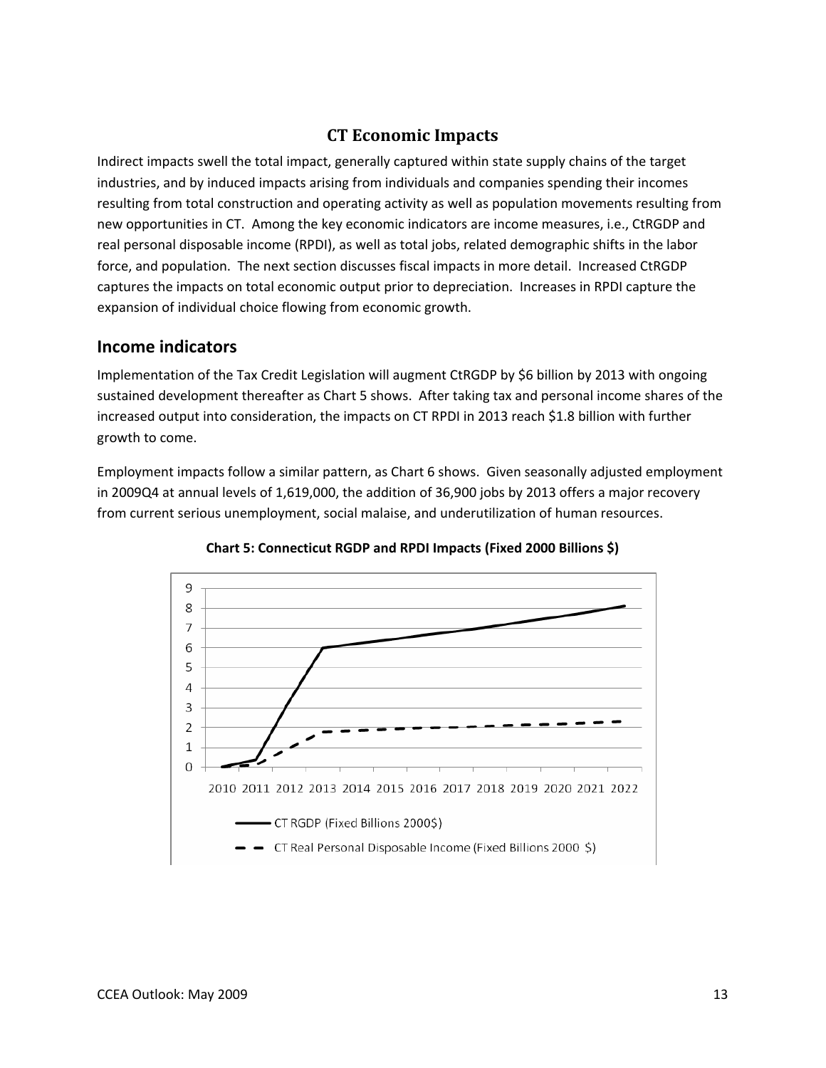## CT Economic Impacts

Indirect impacts swell the total impact, generally captured within state supply chains of the target industries, and by induced impacts arising from individuals and companies spending their incomes resulting from total construction and operating activity as well as population movements resulting from new opportunities in CT. Among the key economic indicators are income measures, i.e., CtRGDP and real personal disposable income (RPDI), as well as total jobs, related demographic shifts in the labor force, and population. The next section discusses fiscal impacts in more detail. Increased CtRGDP captures the impacts on total economic output prior to depreciation. Increases in RPDI capture the expansion of individual choice flowing from economic growth.

### Income indicators

Implementation of the Tax Credit Legislation will augment CtRGDP by $6 billion by 2013 with ongoing sustained development thereafter as Chart 5 shows. After taking tax and personal income shares of the increased output into consideration, the impacts on CT RPDI in 2013 reach $1.8 billion with further growth to come.

Employment impacts follow a similar pattern, as Chart 6 shows. Given seasonally adjusted employment in 2009Q4 at annual levels of 1,619,000, the addition of 36,900 jobs by 2013 offers a major recovery from current serious unemployment, social malaise, and underutilization of human resources.

**Chart 5: Connecticut RGDP and RPDI Impacts (Fixed 2000 Billions $)**

— CT RGDP (Fixed Billions 2000$)

- - CT Real Personal Disposable Income (Fixed Billions 2000 $)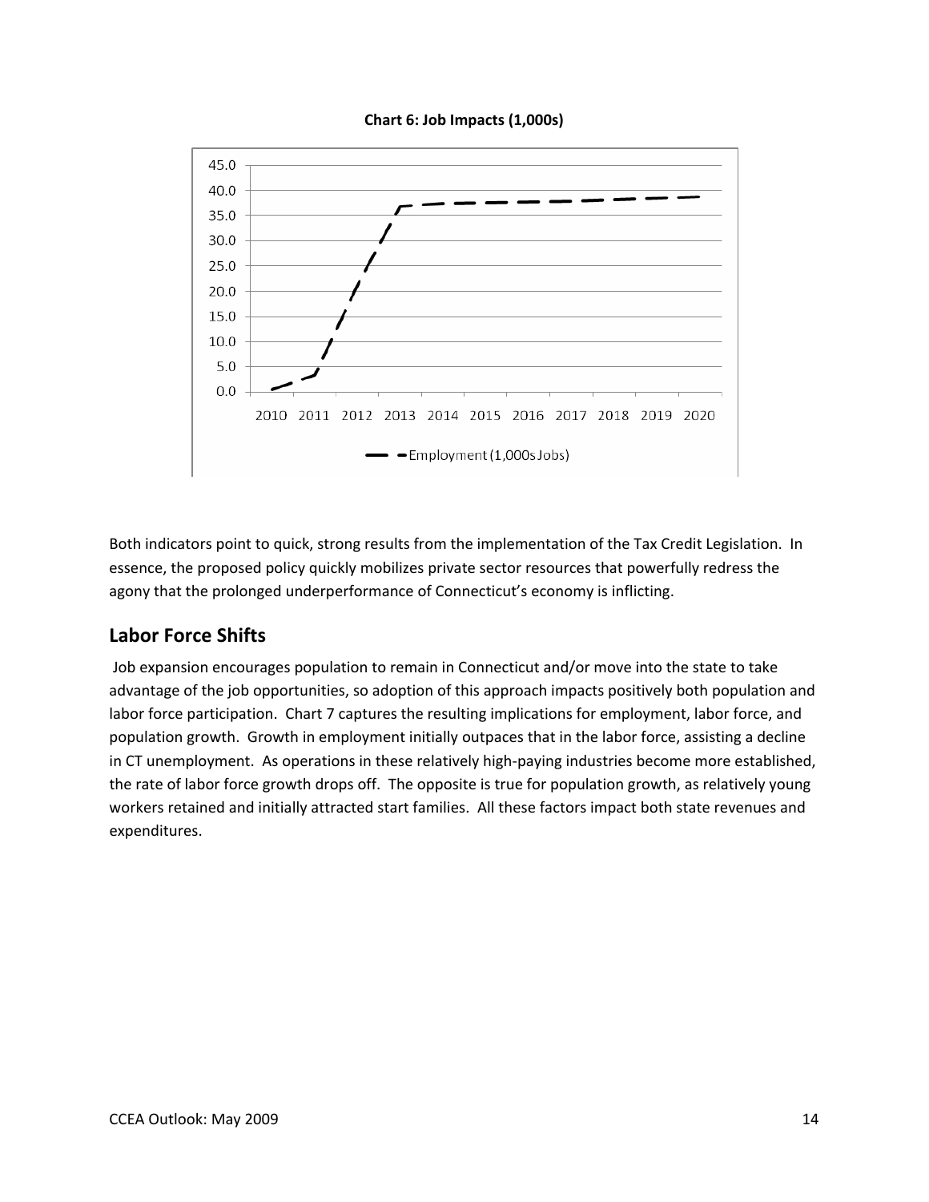**Chart 6: Job Impacts (1,000s)**

Both indicators point to quick, strong results from the implementation of the Tax Credit Legislation. In essence, the proposed policy quickly mobilizes private sector resources that powerfully redress the agony that the prolonged underperformance of Connecticut's economy is inflicting.

## Labor Force Shifts

Job expansion encourages population to remain in Connecticut and/or move into the state to take advantage of the job opportunities, so adoption of this approach impacts positively both population and labor force participation. Chart 7 captures the resulting implications for employment, labor force, and population growth. Growth in employment initially outpaces that in the labor force, assisting a decline in CT unemployment. As operations in these relatively high-paying industries become more established, the rate of labor force growth drops off. The opposite is true for population growth, as relatively young workers retained and initially attracted start families. All these factors impact both state revenues and expenditures.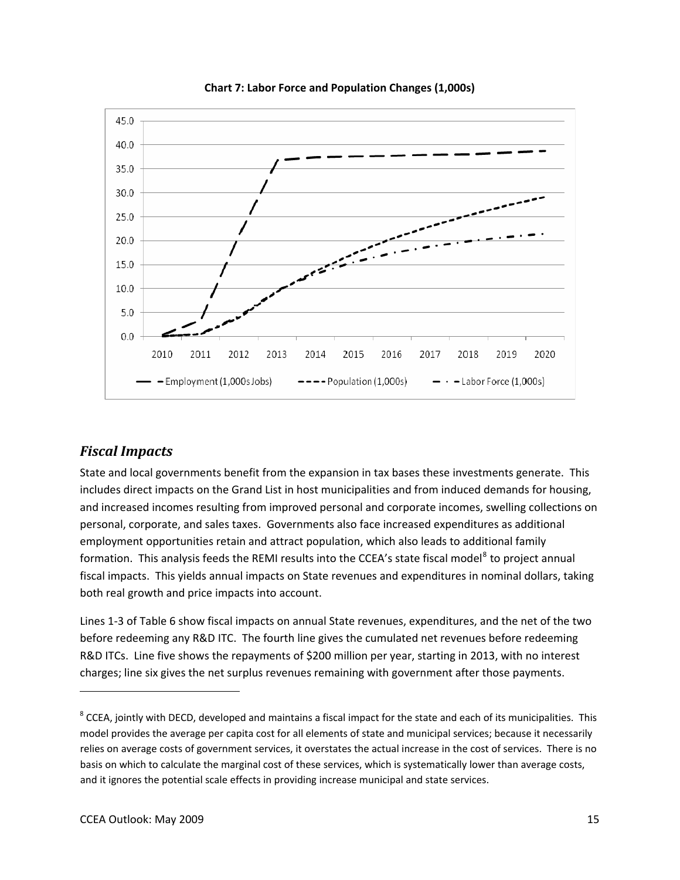**Chart 7: Labor Force and Population Changes (1,000s)**

## *Fiscal Impacts*

State and local governments benefit from the expansion in tax bases these investments generate. This includes direct impacts on the Grand List in host municipalities and from induced demands for housing, and increased incomes resulting from improved personal and corporate incomes, swelling collections on personal, corporate, and sales taxes. Governments also face increased expenditures as additional employment opportunities retain and attract population, which also leads to additional family formation. This analysis feeds the REMI results into the CCEA's state fiscal model[8] to project annual fiscal impacts. This yields annual impacts on State revenues and expenditures in nominal dollars, taking both real growth and price impacts into account.

Lines 1-3 of Table 6 show fiscal impacts on annual State revenues, expenditures, and the net of the two before redeeming any R&D ITC. The fourth line gives the cumulated net revenues before redeeming R&D ITCs. Line five shows the repayments of $200 million per year, starting in 2013, with no interest charges; line six gives the net surplus revenues remaining with government after those payments.

---

[8] CCEA, jointly with DECD, developed and maintains a fiscal impact for the state and each of its municipalities. This model provides the average per capita cost for all elements of state and municipal services; because it necessarily relies on average costs of government services, it overstates the actual increase in the cost of services. There is no basis on which to calculate the marginal cost of these services, which is systematically lower than average costs, and it ignores the potential scale effects in providing increase municipal and state services.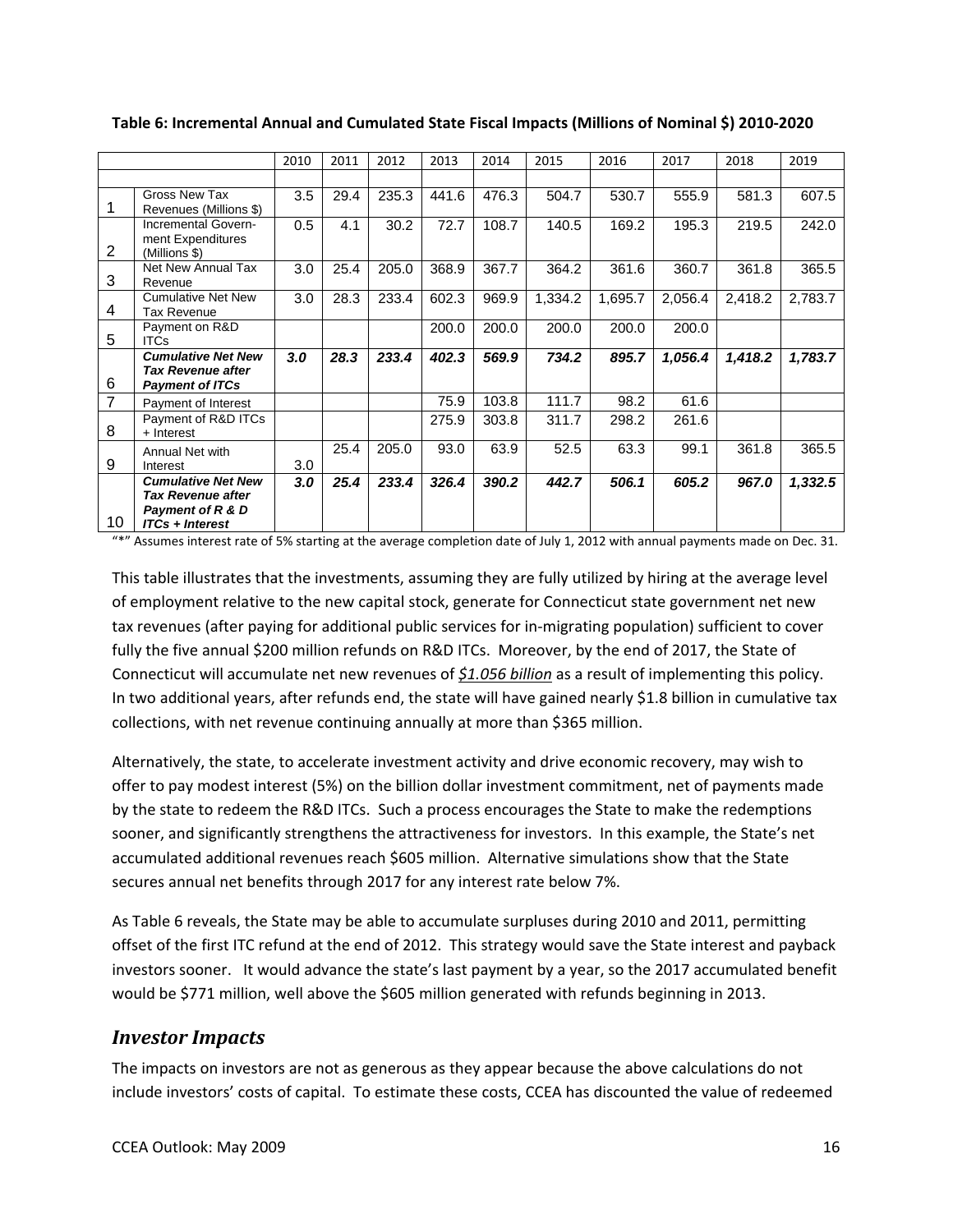**Table 6: Incremental Annual and Cumulated State Fiscal Impacts (Millions of Nominal $) 2010-2020**

| | | 2010 | 2011 | 2012 | 2013 | 2014 | 2015 | 2016 | 2017 | 2018 | 2019 |
|---|---|---|---|---|---|---|---|---|---|---|---|
| 1 | Gross New Tax Revenues (Millions $) | 3.5 | 29.4 | 235.3 | 441.6 | 476.3 | 504.7 | 530.7 | 555.9 | 581.3 | 607.5 |
| 2 | Incremental Government Expenditures (Millions $) | 0.5 | 4.1 | 30.2 | 72.7 | 108.7 | 140.5 | 169.2 | 195.3 | 219.5 | 242.0 |
| 3 | Net New Annual Tax Revenue | 3.0 | 25.4 | 205.0 | 368.9 | 367.7 | 364.2 | 361.6 | 360.7 | 361.8 | 365.5 |
| 4 | Cumulative Net New Tax Revenue | 3.0 | 28.3 | 233.4 | 602.3 | 969.9 | 1,334.2 | 1,695.7 | 2,056.4 | 2,418.2 | 2,783.7 |
| 5 | Payment on R&D ITCs | | | | 200.0 | 200.0 | 200.0 | 200.0 | 200.0 | | |
| 6 | ***Cumulative Net New Tax Revenue after Payment of ITCs*** | ***3.0*** | ***28.3*** | ***233.4*** | ***402.3*** | ***569.9*** | ***734.2*** | ***895.7*** | ***1,056.4*** | ***1,418.2*** | ***1,783.7*** |
| 7 | Payment of Interest | | | | 75.9 | 103.8 | 111.7 | 98.2 | 61.6 | | |
| 8 | Payment of R&D ITCs + Interest | | | | 275.9 | 303.8 | 311.7 | 298.2 | 261.6 | | |
| 9 | Annual Net with Interest | 3.0 | 25.4 | 205.0 | 93.0 | 63.9 | 52.5 | 63.3 | 99.1 | 361.8 | 365.5 |
| 10 | ***Cumulative Net New Tax Revenue after Payment of R & D ITCs + Interest*** | ***3.0*** | ***25.4*** | ***233.4*** | ***326.4*** | ***390.2*** | ***442.7*** | ***506.1*** | ***605.2*** | ***967.0*** | ***1,332.5*** |

"*" Assumes interest rate of 5% starting at the average completion date of July 1, 2012 with annual payments made on Dec. 31.

This table illustrates that the investments, assuming they are fully utilized by hiring at the average level of employment relative to the new capital stock, generate for Connecticut state government net new tax revenues (after paying for additional public services for in-migrating population) sufficient to cover fully the five annual $200 million refunds on R&D ITCs. Moreover, by the end of 2017, the State of Connecticut will accumulate net new revenues of ***$1.056 billion*** as a result of implementing this policy. In two additional years, after refunds end, the state will have gained nearly $1.8 billion in cumulative tax collections, with net revenue continuing annually at more than $365 million.

Alternatively, the state, to accelerate investment activity and drive economic recovery, may wish to offer to pay modest interest (5%) on the billion dollar investment commitment, net of payments made by the state to redeem the R&D ITCs. Such a process encourages the State to make the redemptions sooner, and significantly strengthens the attractiveness for investors. In this example, the State's net accumulated additional revenues reach $605 million. Alternative simulations show that the State secures annual net benefits through 2017 for any interest rate below 7%.

As Table 6 reveals, the State may be able to accumulate surpluses during 2010 and 2011, permitting offset of the first ITC refund at the end of 2012. This strategy would save the State interest and payback investors sooner. It would advance the state's last payment by a year, so the 2017 accumulated benefit would be $771 million, well above the $605 million generated with refunds beginning in 2013.

## *Investor Impacts*

The impacts on investors are not as generous as they appear because the above calculations do not include investors' costs of capital. To estimate these costs, CCEA has discounted the value of redeemed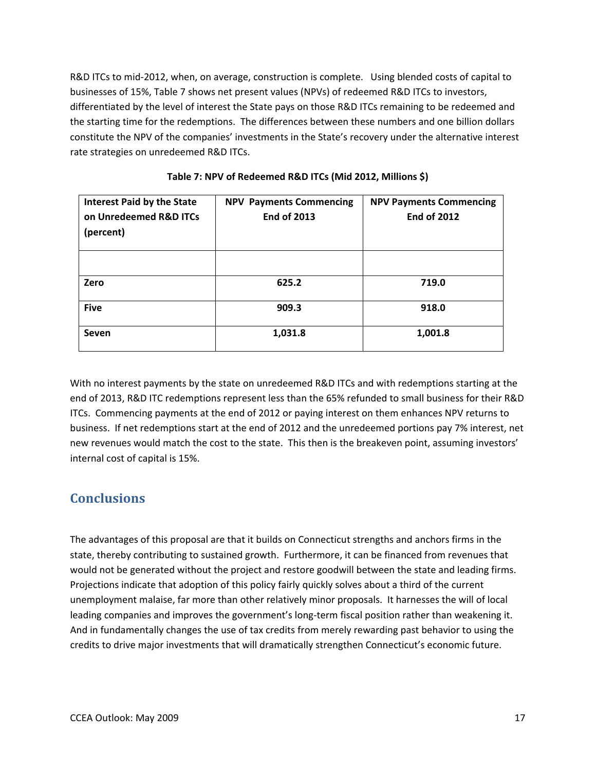R&D ITCs to mid-2012, when, on average, construction is complete. Using blended costs of capital to businesses of 15%, Table 7 shows net present values (NPVs) of redeemed R&D ITCs to investors, differentiated by the level of interest the State pays on those R&D ITCs remaining to be redeemed and the starting time for the redemptions. The differences between these numbers and one billion dollars constitute the NPV of the companies' investments in the State's recovery under the alternative interest rate strategies on unredeemed R&D ITCs.

**Table 7: NPV of Redeemed R&D ITCs (Mid 2012, Millions $)**

| Interest Paid by the State on Unredeemed R&D ITCs (percent) | NPV Payments Commencing End of 2013 | NPV Payments Commencing End of 2012 |
|---|---|---|
| | | |
| **Zero** | **625.2** | **719.0** |
| **Five** | **909.3** | **918.0** |
| **Seven** | **1,031.8** | **1,001.8** |

With no interest payments by the state on unredeemed R&D ITCs and with redemptions starting at the end of 2013, R&D ITC redemptions represent less than the 65% refunded to small business for their R&D ITCs. Commencing payments at the end of 2012 or paying interest on them enhances NPV returns to business. If net redemptions start at the end of 2012 and the unredeemed portions pay 7% interest, net new revenues would match the cost to the state. This then is the breakeven point, assuming investors' internal cost of capital is 15%.

## Conclusions

The advantages of this proposal are that it builds on Connecticut strengths and anchors firms in the state, thereby contributing to sustained growth. Furthermore, it can be financed from revenues that would not be generated without the project and restore goodwill between the state and leading firms. Projections indicate that adoption of this policy fairly quickly solves about a third of the current unemployment malaise, far more than other relatively minor proposals. It harnesses the will of local leading companies and improves the government's long-term fiscal position rather than weakening it. And in fundamentally changes the use of tax credits from merely rewarding past behavior to using the credits to drive major investments that will dramatically strengthen Connecticut's economic future.